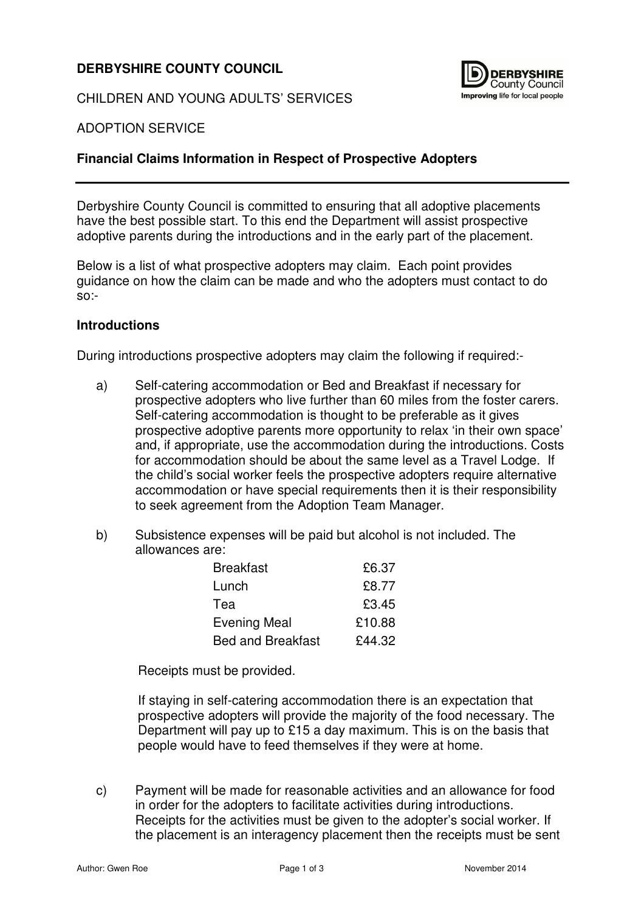**DERBYSHIRE COUNTY COUNCIL**

CHILDREN AND YOUNG ADULTS' SERVICES

ADOPTION SERVICE

**Financial Claims Information in Respect of Prospective Adopters**

---

Derbyshire County Council is committed to ensuring that all adoptive placements have the best possible start. To this end the Department will assist prospective adoptive parents during the introductions and in the early part of the placement.

Below is a list of what prospective adopters may claim. Each point provides guidance on how the claim can be made and who the adopters must contact to do so:-

**Introductions**

During introductions prospective adopters may claim the following if required:-

a) Self-catering accommodation or Bed and Breakfast if necessary for prospective adopters who live further than 60 miles from the foster carers. Self-catering accommodation is thought to be preferable as it gives prospective adoptive parents more opportunity to relax 'in their own space' and, if appropriate, use the accommodation during the introductions. Costs for accommodation should be about the same level as a Travel Lodge. If the child's social worker feels the prospective adopters require alternative accommodation or have special requirements then it is their responsibility to seek agreement from the Adoption Team Manager.

b) Subsistence expenses will be paid but alcohol is not included. The allowances are:

| | |
|---|---:|
| Breakfast | £6.37 |
| Lunch | £8.77 |
| Tea | £3.45 |
| Evening Meal | £10.88 |
| Bed and Breakfast | £44.32 |

Receipts must be provided.

If staying in self-catering accommodation there is an expectation that prospective adopters will provide the majority of the food necessary. The Department will pay up to £15 a day maximum. This is on the basis that people would have to feed themselves if they were at home.

c) Payment will be made for reasonable activities and an allowance for food in order for the adopters to facilitate activities during introductions. Receipts for the activities must be given to the adopter's social worker. If the placement is an interagency placement then the receipts must be sent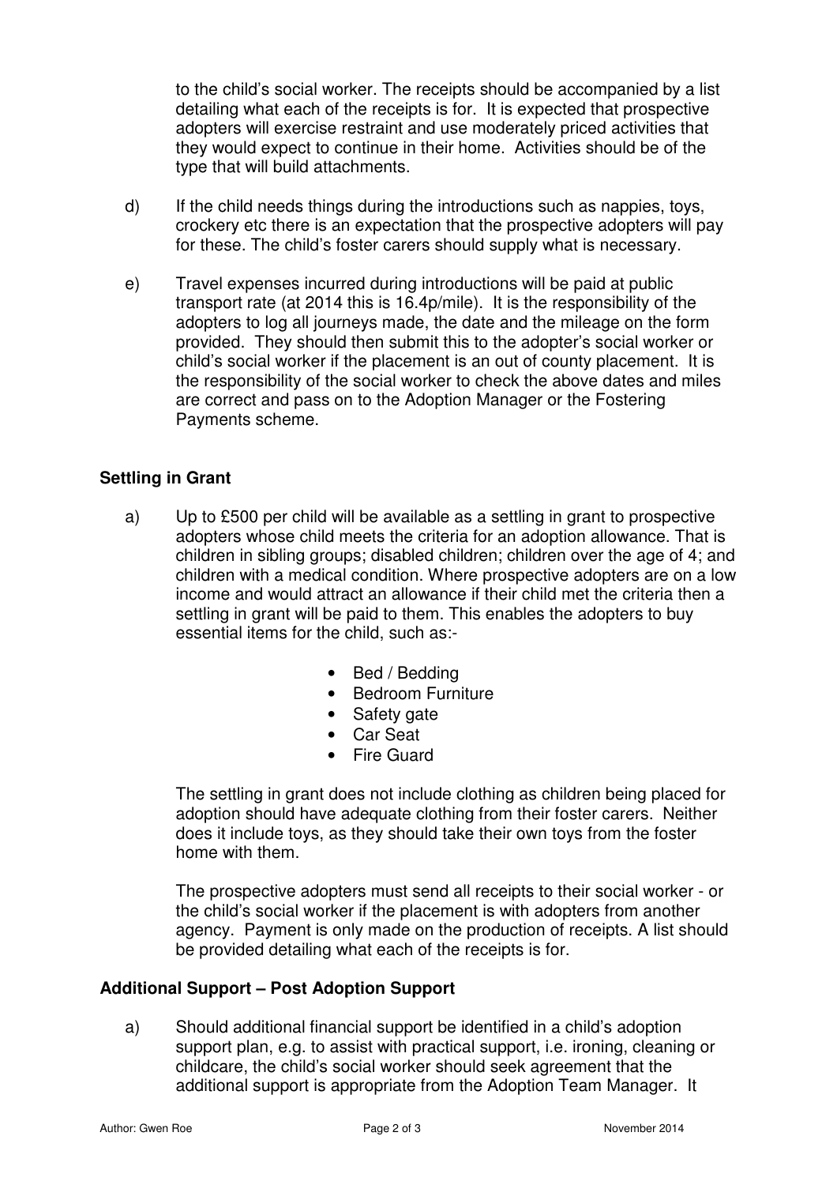to the child's social worker. The receipts should be accompanied by a list detailing what each of the receipts is for. It is expected that prospective adopters will exercise restraint and use moderately priced activities that they would expect to continue in their home. Activities should be of the type that will build attachments.

d) If the child needs things during the introductions such as nappies, toys, crockery etc there is an expectation that the prospective adopters will pay for these. The child's foster carers should supply what is necessary.

e) Travel expenses incurred during introductions will be paid at public transport rate (at 2014 this is 16.4p/mile). It is the responsibility of the adopters to log all journeys made, the date and the mileage on the form provided. They should then submit this to the adopter's social worker or child's social worker if the placement is an out of county placement. It is the responsibility of the social worker to check the above dates and miles are correct and pass on to the Adoption Manager or the Fostering Payments scheme.

**Settling in Grant**

a) Up to £500 per child will be available as a settling in grant to prospective adopters whose child meets the criteria for an adoption allowance. That is children in sibling groups; disabled children; children over the age of 4; and children with a medical condition. Where prospective adopters are on a low income and would attract an allowance if their child met the criteria then a settling in grant will be paid to them. This enables the adopters to buy essential items for the child, such as:-

- Bed / Bedding
- Bedroom Furniture
- Safety gate
- Car Seat
- Fire Guard

The settling in grant does not include clothing as children being placed for adoption should have adequate clothing from their foster carers. Neither does it include toys, as they should take their own toys from the foster home with them.

The prospective adopters must send all receipts to their social worker - or the child's social worker if the placement is with adopters from another agency. Payment is only made on the production of receipts. A list should be provided detailing what each of the receipts is for.

**Additional Support – Post Adoption Support**

a) Should additional financial support be identified in a child's adoption support plan, e.g. to assist with practical support, i.e. ironing, cleaning or childcare, the child's social worker should seek agreement that the additional support is appropriate from the Adoption Team Manager. It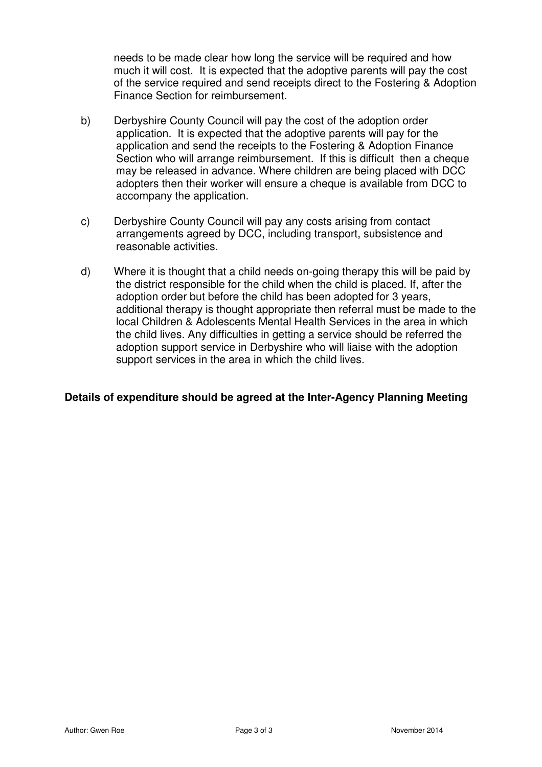needs to be made clear how long the service will be required and how much it will cost. It is expected that the adoptive parents will pay the cost of the service required and send receipts direct to the Fostering & Adoption Finance Section for reimbursement.

b) Derbyshire County Council will pay the cost of the adoption order application. It is expected that the adoptive parents will pay for the application and send the receipts to the Fostering & Adoption Finance Section who will arrange reimbursement. If this is difficult then a cheque may be released in advance. Where children are being placed with DCC adopters then their worker will ensure a cheque is available from DCC to accompany the application.

c) Derbyshire County Council will pay any costs arising from contact arrangements agreed by DCC, including transport, subsistence and reasonable activities.

d) Where it is thought that a child needs on-going therapy this will be paid by the district responsible for the child when the child is placed. If, after the adoption order but before the child has been adopted for 3 years, additional therapy is thought appropriate then referral must be made to the local Children & Adolescents Mental Health Services in the area in which the child lives. Any difficulties in getting a service should be referred the adoption support service in Derbyshire who will liaise with the adoption support services in the area in which the child lives.

**Details of expenditure should be agreed at the Inter-Agency Planning Meeting**

Author: Gwen Roe November 2014